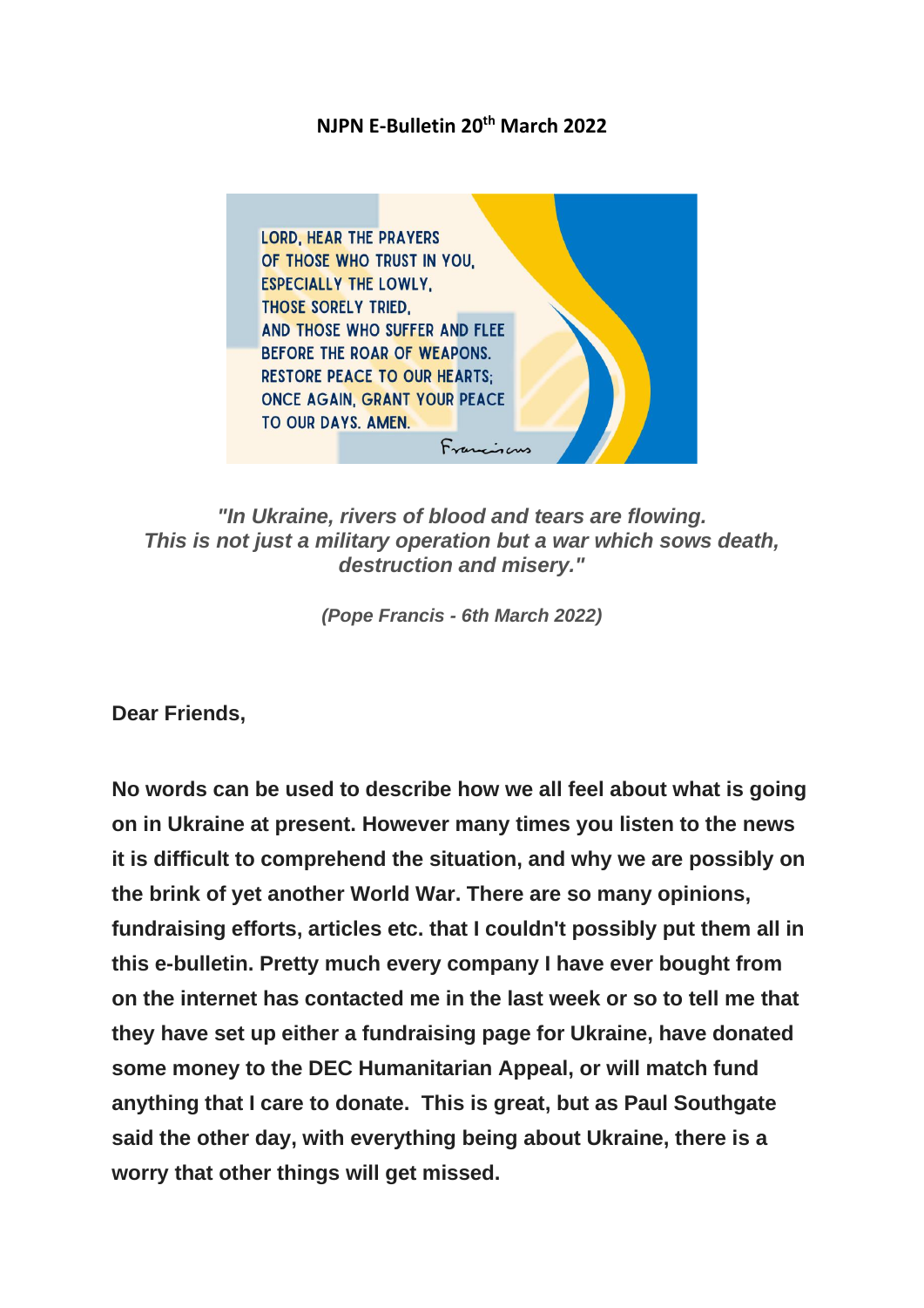**NJPN E-Bulletin 20th March 2022**

LORD, HEAR THE PRAYERS
OF THOSE WHO TRUST IN YOU,
ESPECIALLY THE LOWLY,
THOSE SORELY TRIED,
AND THOSE WHO SUFFER AND FLEE
BEFORE THE ROAR OF WEAPONS.
RESTORE PEACE TO OUR HEARTS;
ONCE AGAIN, GRANT YOUR PEACE
TO OUR DAYS. AMEN.

Franciscus

***"In Ukraine, rivers of blood and tears are flowing. This is not just a military operation but a war which sows death, destruction and misery."***

***(Pope Francis - 6th March 2022)***

**Dear Friends,**

**No words can be used to describe how we all feel about what is going on in Ukraine at present. However many times you listen to the news it is difficult to comprehend the situation, and why we are possibly on the brink of yet another World War. There are so many opinions, fundraising efforts, articles etc. that I couldn't possibly put them all in this e-bulletin. Pretty much every company I have ever bought from on the internet has contacted me in the last week or so to tell me that they have set up either a fundraising page for Ukraine, have donated some money to the DEC Humanitarian Appeal, or will match fund anything that I care to donate. This is great, but as Paul Southgate said the other day, with everything being about Ukraine, there is a worry that other things will get missed.**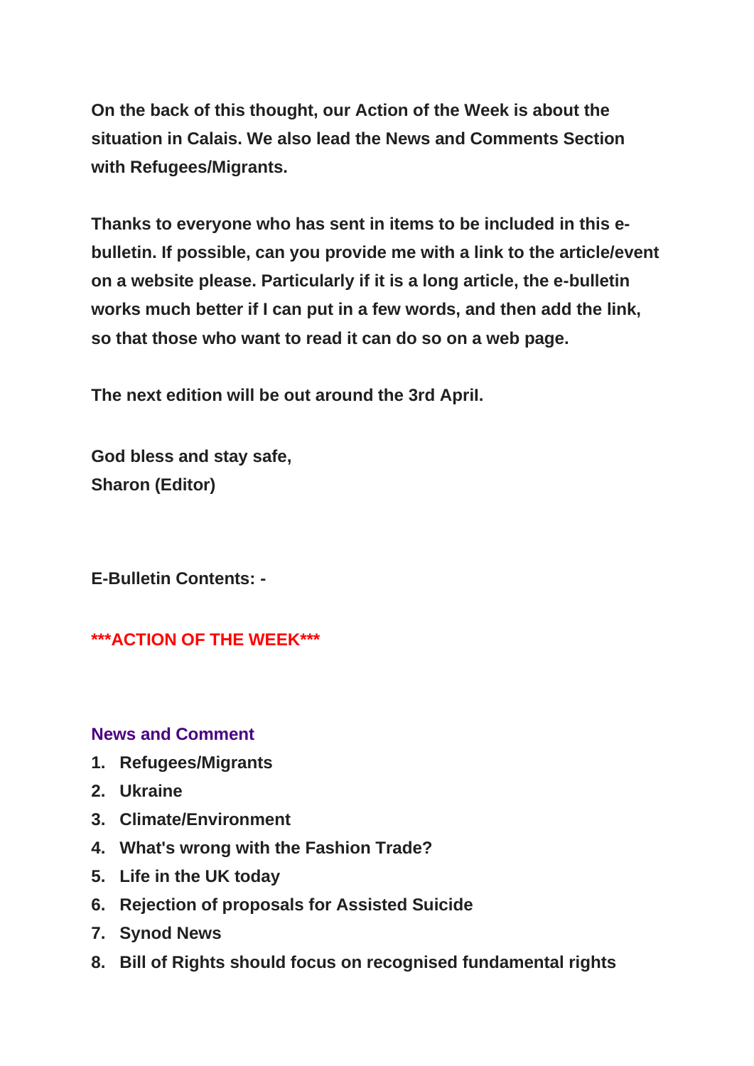**On the back of this thought, our Action of the Week is about the situation in Calais. We also lead the News and Comments Section with Refugees/Migrants.**

**Thanks to everyone who has sent in items to be included in this e-bulletin. If possible, can you provide me with a link to the article/event on a website please. Particularly if it is a long article, the e-bulletin works much better if I can put in a few words, and then add the link, so that those who want to read it can do so on a web page.**

**The next edition will be out around the 3rd April.**

**God bless and stay safe,**
**Sharon (Editor)**

**E-Bulletin Contents: -**

**\*\*\*ACTION OF THE WEEK\*\*\***

**News and Comment**

1. **Refugees/Migrants**
2. **Ukraine**
3. **Climate/Environment**
4. **What's wrong with the Fashion Trade?**
5. **Life in the UK today**
6. **Rejection of proposals for Assisted Suicide**
7. **Synod News**
8. **Bill of Rights should focus on recognised fundamental rights**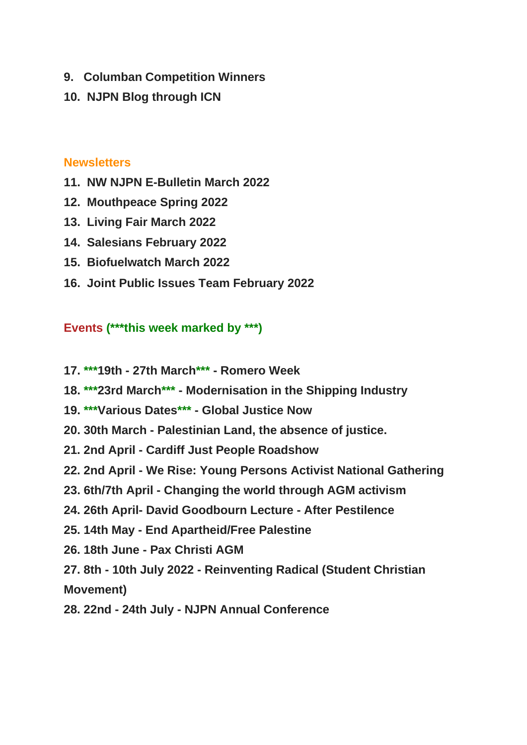**9. Columban Competition Winners**

**10. NJPN Blog through ICN**

## Newsletters

**11. NW NJPN E-Bulletin March 2022**

**12. Mouthpeace Spring 2022**

**13. Living Fair March 2022**

**14. Salesians February 2022**

**15. Biofuelwatch March 2022**

**16. Joint Public Issues Team February 2022**

## Events (***this week marked by ***)

**17. ***19th - 27th March*** - Romero Week**

**18. ***23rd March*** - Modernisation in the Shipping Industry**

**19. ***Various Dates*** - Global Justice Now**

**20. 30th March - Palestinian Land, the absence of justice.**

**21. 2nd April - Cardiff Just People Roadshow**

**22. 2nd April - We Rise: Young Persons Activist National Gathering**

**23. 6th/7th April - Changing the world through AGM activism**

**24. 26th April- David Goodbourn Lecture - After Pestilence**

**25. 14th May - End Apartheid/Free Palestine**

**26. 18th June - Pax Christi AGM**

**27. 8th - 10th July 2022 - Reinventing Radical (Student Christian Movement)**

**28. 22nd - 24th July - NJPN Annual Conference**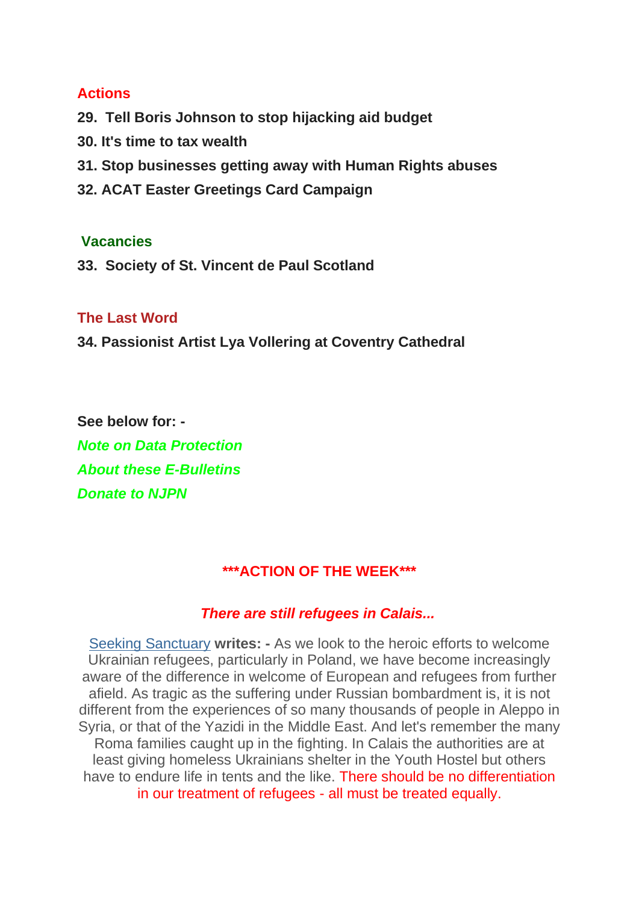## Actions

**29. Tell Boris Johnson to stop hijacking aid budget**

**30. It's time to tax wealth**

**31. Stop businesses getting away with Human Rights abuses**

**32. ACAT Easter Greetings Card Campaign**

## Vacancies

**33. Society of St. Vincent de Paul Scotland**

## The Last Word

**34. Passionist Artist Lya Vollering at Coventry Cathedral**

**See below for: -**

***Note on Data Protection***

***About these E-Bulletins***

***Donate to NJPN***

## ***ACTION OF THE WEEK***

***There are still refugees in Calais...***

Seeking Sanctuary **writes: -** As we look to the heroic efforts to welcome Ukrainian refugees, particularly in Poland, we have become increasingly aware of the difference in welcome of European and refugees from further afield. As tragic as the suffering under Russian bombardment is, it is not different from the experiences of so many thousands of people in Aleppo in Syria, or that of the Yazidi in the Middle East. And let's remember the many Roma families caught up in the fighting. In Calais the authorities are at least giving homeless Ukrainians shelter in the Youth Hostel but others have to endure life in tents and the like. There should be no differentiation in our treatment of refugees - all must be treated equally.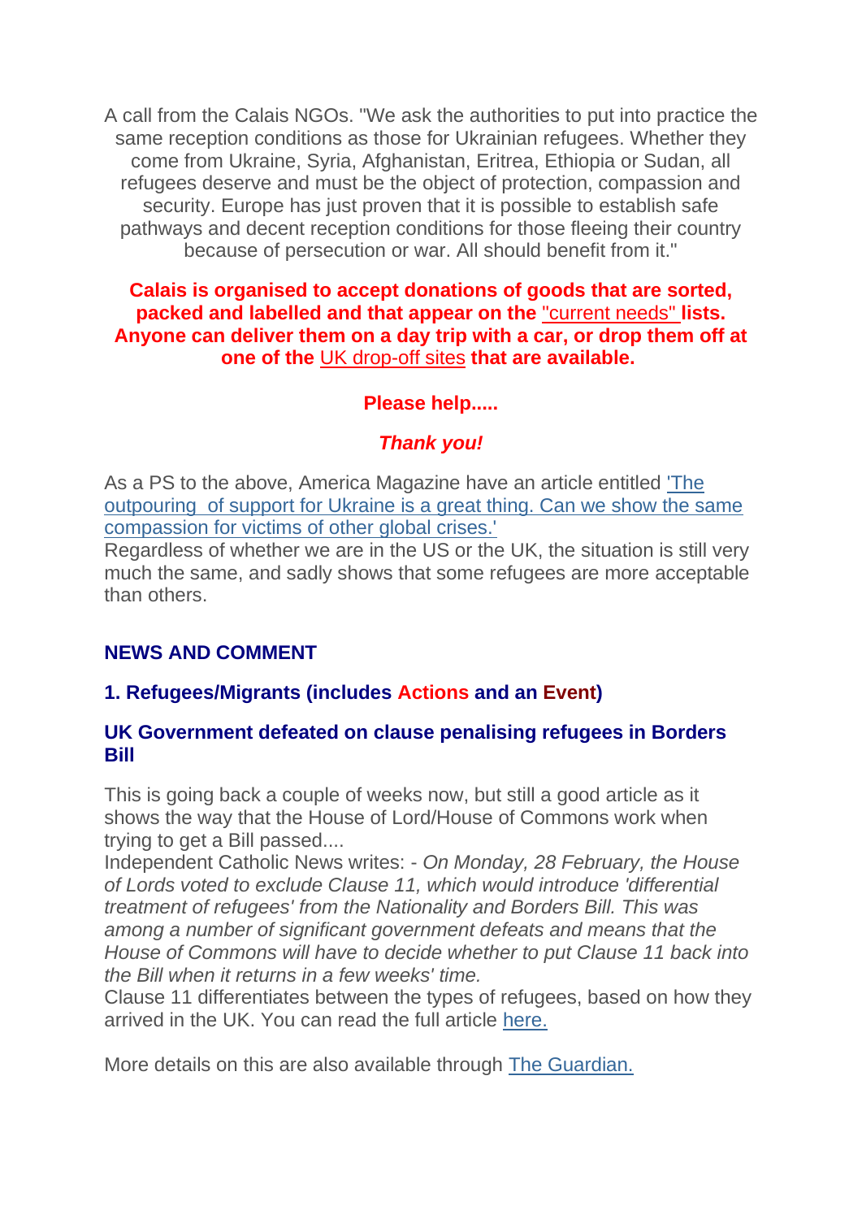A call from the Calais NGOs. "We ask the authorities to put into practice the same reception conditions as those for Ukrainian refugees. Whether they come from Ukraine, Syria, Afghanistan, Eritrea, Ethiopia or Sudan, all refugees deserve and must be the object of protection, compassion and security. Europe has just proven that it is possible to establish safe pathways and decent reception conditions for those fleeing their country because of persecution or war. All should benefit from it."

**Calais is organised to accept donations of goods that are sorted, packed and labelled and that appear on the "current needs" lists. Anyone can deliver them on a day trip with a car, or drop them off at one of the UK drop-off sites that are available.**

**Please help.....**

***Thank you!***

As a PS to the above, America Magazine have an article entitled 'The outpouring of support for Ukraine is a great thing. Can we show the same compassion for victims of other global crises.'
Regardless of whether we are in the US or the UK, the situation is still very much the same, and sadly shows that some refugees are more acceptable than others.

## NEWS AND COMMENT

### 1. Refugees/Migrants (includes Actions and an Event)

#### UK Government defeated on clause penalising refugees in Borders Bill

This is going back a couple of weeks now, but still a good article as it shows the way that the House of Lord/House of Commons work when trying to get a Bill passed....
Independent Catholic News writes: - *On Monday, 28 February, the House of Lords voted to exclude Clause 11, which would introduce 'differential treatment of refugees' from the Nationality and Borders Bill. This was among a number of significant government defeats and means that the House of Commons will have to decide whether to put Clause 11 back into the Bill when it returns in a few weeks' time.*
Clause 11 differentiates between the types of refugees, based on how they arrived in the UK. You can read the full article here.

More details on this are also available through The Guardian.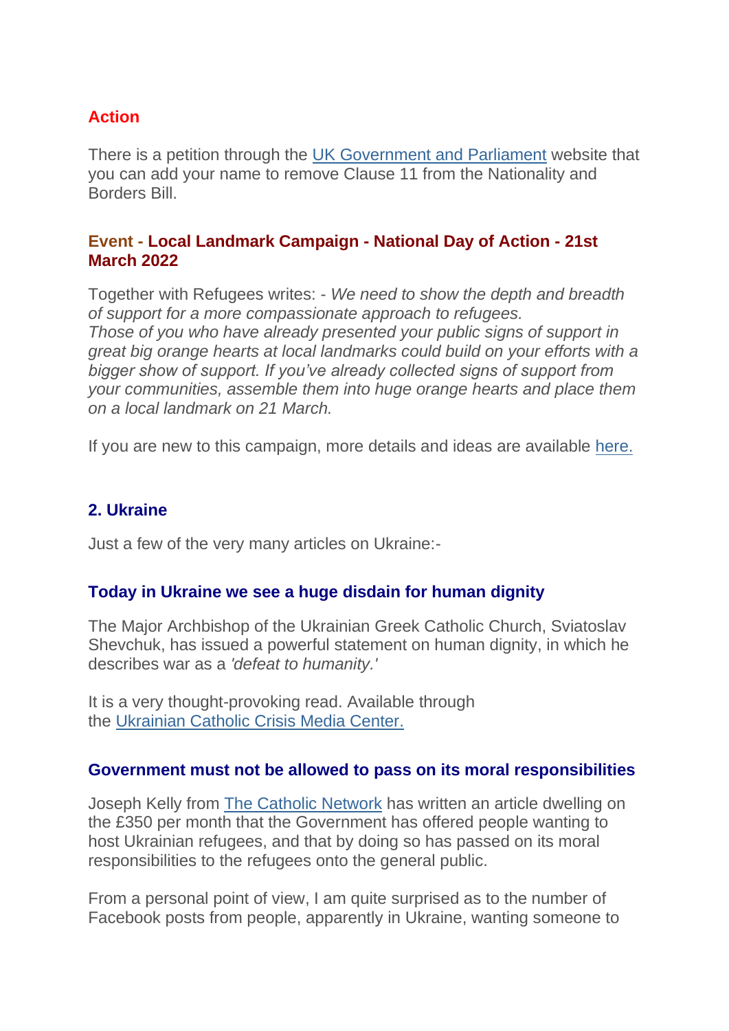### Action

There is a petition through the UK Government and Parliament website that you can add your name to remove Clause 11 from the Nationality and Borders Bill.

### Event - Local Landmark Campaign - National Day of Action - 21st March 2022

Together with Refugees writes: - *We need to show the depth and breadth of support for a more compassionate approach to refugees.*
*Those of you who have already presented your public signs of support in great big orange hearts at local landmarks could build on your efforts with a bigger show of support. If you've already collected signs of support from your communities, assemble them into huge orange hearts and place them on a local landmark on 21 March.*

If you are new to this campaign, more details and ideas are available here.

## 2. Ukraine

Just a few of the very many articles on Ukraine:-

### Today in Ukraine we see a huge disdain for human dignity

The Major Archbishop of the Ukrainian Greek Catholic Church, Sviatoslav Shevchuk, has issued a powerful statement on human dignity, in which he describes war as a *'defeat to humanity.'*

It is a very thought-provoking read. Available through the Ukrainian Catholic Crisis Media Center.

### Government must not be allowed to pass on its moral responsibilities

Joseph Kelly from The Catholic Network has written an article dwelling on the £350 per month that the Government has offered people wanting to host Ukrainian refugees, and that by doing so has passed on its moral responsibilities to the refugees onto the general public.

From a personal point of view, I am quite surprised as to the number of Facebook posts from people, apparently in Ukraine, wanting someone to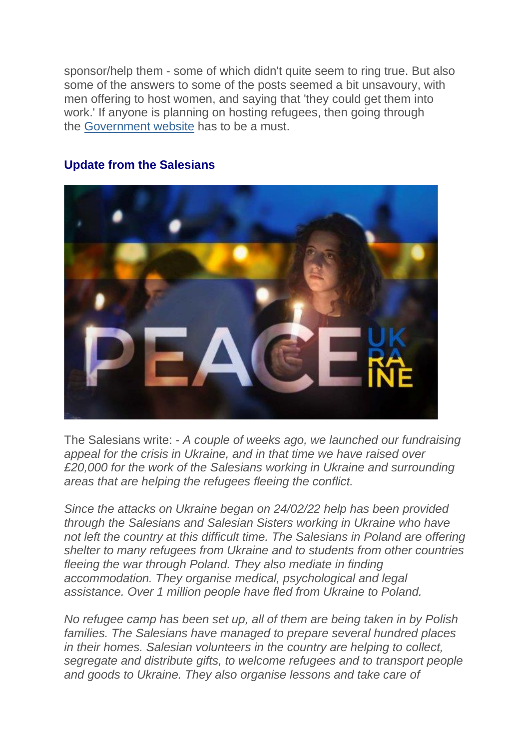sponsor/help them - some of which didn't quite seem to ring true. But also some of the answers to some of the posts seemed a bit unsavoury, with men offering to host women, and saying that 'they could get them into work.' If anyone is planning on hosting refugees, then going through the Government website has to be a must.

### Update from the Salesians

The Salesians write: - *A couple of weeks ago, we launched our fundraising appeal for the crisis in Ukraine, and in that time we have raised over £20,000 for the work of the Salesians working in Ukraine and surrounding areas that are helping the refugees fleeing the conflict.*

*Since the attacks on Ukraine began on 24/02/22 help has been provided through the Salesians and Salesian Sisters working in Ukraine who have not left the country at this difficult time. The Salesians in Poland are offering shelter to many refugees from Ukraine and to students from other countries fleeing the war through Poland. They also mediate in finding accommodation. They organise medical, psychological and legal assistance. Over 1 million people have fled from Ukraine to Poland.*

*No refugee camp has been set up, all of them are being taken in by Polish families. The Salesians have managed to prepare several hundred places in their homes. Salesian volunteers in the country are helping to collect, segregate and distribute gifts, to welcome refugees and to transport people and goods to Ukraine. They also organise lessons and take care of*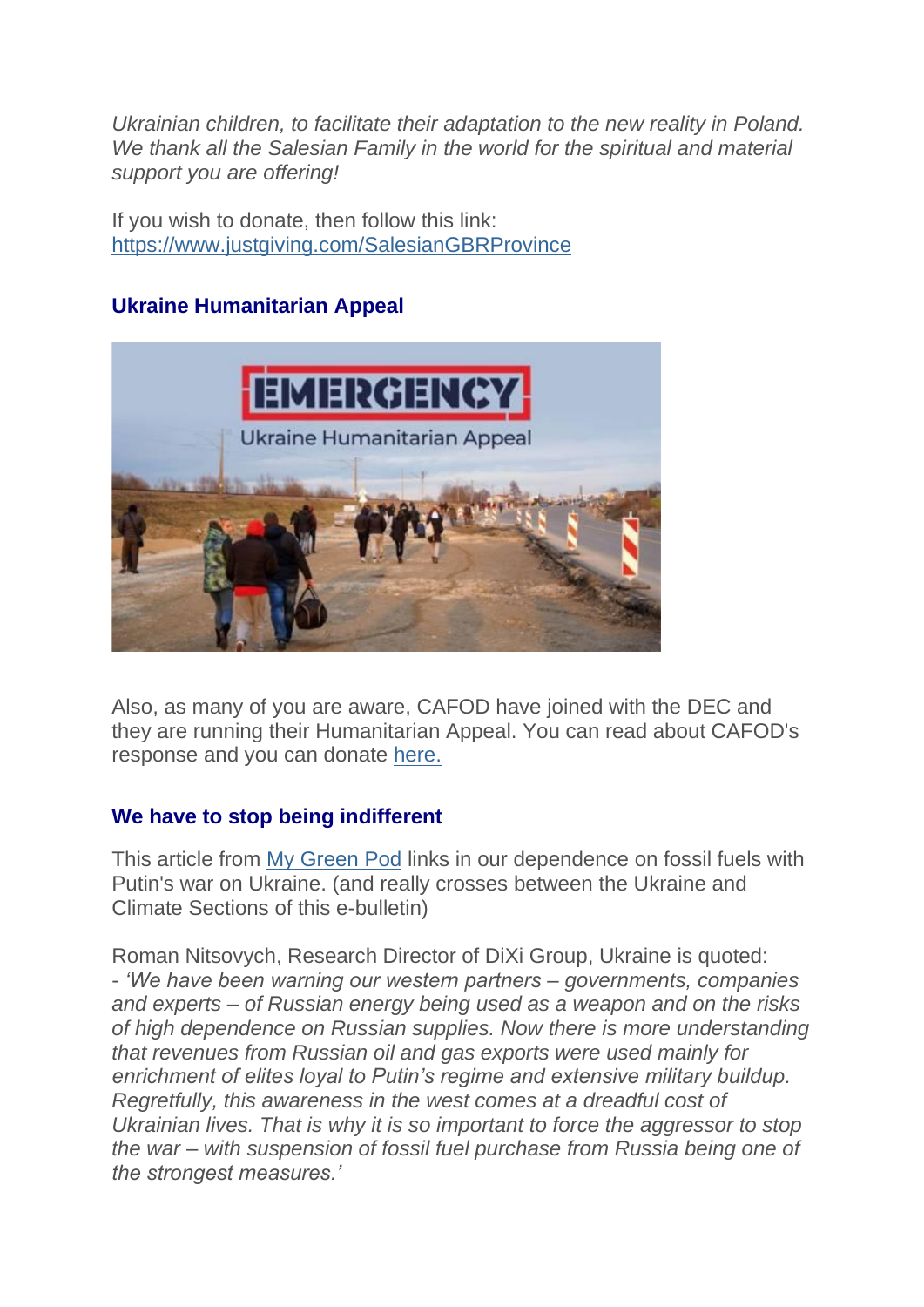*Ukrainian children, to facilitate their adaptation to the new reality in Poland. We thank all the Salesian Family in the world for the spiritual and material support you are offering!*

If you wish to donate, then follow this link: [https://www.justgiving.com/SalesianGBRProvince](https://www.justgiving.com/SalesianGBRProvince)

### Ukraine Humanitarian Appeal

Also, as many of you are aware, CAFOD have joined with the DEC and they are running their Humanitarian Appeal. You can read about CAFOD's response and you can donate [here.]()

### We have to stop being indifferent

This article from [My Green Pod]() links in our dependence on fossil fuels with Putin's war on Ukraine. (and really crosses between the Ukraine and Climate Sections of this e-bulletin)

Roman Nitsovych, Research Director of DiXi Group, Ukraine is quoted:
- *'We have been warning our western partners – governments, companies and experts – of Russian energy being used as a weapon and on the risks of high dependence on Russian supplies. Now there is more understanding that revenues from Russian oil and gas exports were used mainly for enrichment of elites loyal to Putin's regime and extensive military buildup. Regretfully, this awareness in the west comes at a dreadful cost of Ukrainian lives. That is why it is so important to force the aggressor to stop the war – with suspension of fossil fuel purchase from Russia being one of the strongest measures.'*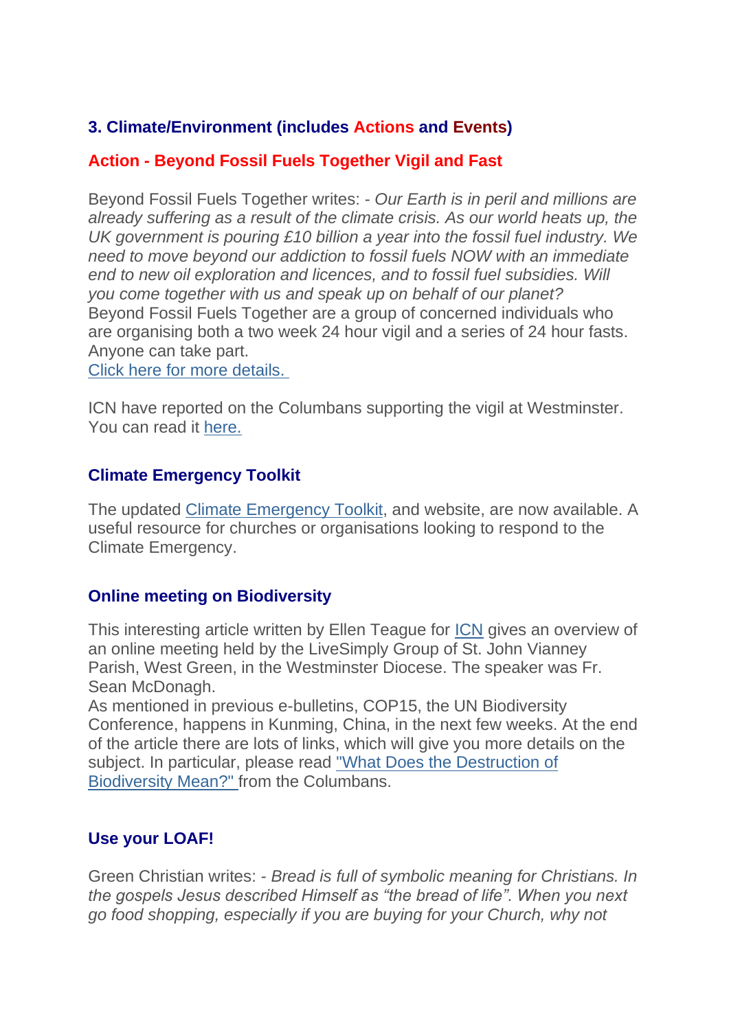## 3. Climate/Environment (includes Actions and Events)

### Action - Beyond Fossil Fuels Together Vigil and Fast

Beyond Fossil Fuels Together writes: - *Our Earth is in peril and millions are already suffering as a result of the climate crisis. As our world heats up, the UK government is pouring £10 billion a year into the fossil fuel industry. We need to move beyond our addiction to fossil fuels NOW with an immediate end to new oil exploration and licences, and to fossil fuel subsidies. Will you come together with us and speak up on behalf of our planet?*
Beyond Fossil Fuels Together are a group of concerned individuals who are organising both a two week 24 hour vigil and a series of 24 hour fasts. Anyone can take part.
Click here for more details.

ICN have reported on the Columbans supporting the vigil at Westminster. You can read it here.

### Climate Emergency Toolkit

The updated Climate Emergency Toolkit, and website, are now available. A useful resource for churches or organisations looking to respond to the Climate Emergency.

### Online meeting on Biodiversity

This interesting article written by Ellen Teague for ICN gives an overview of an online meeting held by the LiveSimply Group of St. John Vianney Parish, West Green, in the Westminster Diocese. The speaker was Fr. Sean McDonagh.
As mentioned in previous e-bulletins, COP15, the UN Biodiversity Conference, happens in Kunming, China, in the next few weeks. At the end of the article there are lots of links, which will give you more details on the subject. In particular, please read "What Does the Destruction of Biodiversity Mean?" from the Columbans.

### Use your LOAF!

Green Christian writes: - *Bread is full of symbolic meaning for Christians. In the gospels Jesus described Himself as "the bread of life". When you next go food shopping, especially if you are buying for your Church, why not*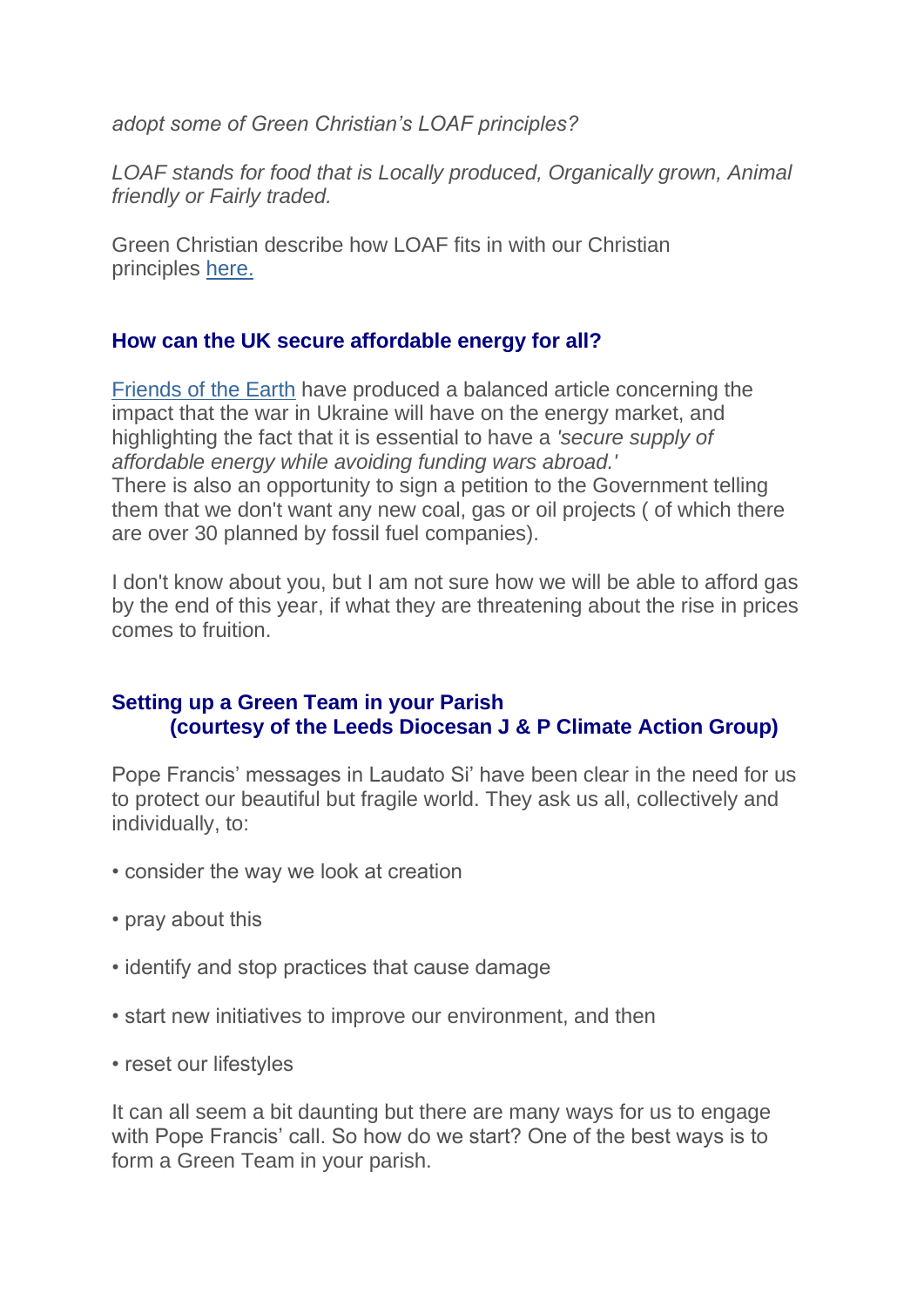*adopt some of Green Christian's LOAF principles?*

*LOAF stands for food that is Locally produced, Organically grown, Animal friendly or Fairly traded.*

Green Christian describe how LOAF fits in with our Christian principles [here.]()

### How can the UK secure affordable energy for all?

[Friends of the Earth]() have produced a balanced article concerning the impact that the war in Ukraine will have on the energy market, and highlighting the fact that it is essential to have a *'secure supply of affordable energy while avoiding funding wars abroad.'*
There is also an opportunity to sign a petition to the Government telling them that we don't want any new coal, gas or oil projects ( of which there are over 30 planned by fossil fuel companies).

I don't know about you, but I am not sure how we will be able to afford gas by the end of this year, if what they are threatening about the rise in prices comes to fruition.

### Setting up a Green Team in your Parish (courtesy of the Leeds Diocesan J & P Climate Action Group)

Pope Francis' messages in Laudato Si' have been clear in the need for us to protect our beautiful but fragile world. They ask us all, collectively and individually, to:

- consider the way we look at creation
- pray about this
- identify and stop practices that cause damage
- start new initiatives to improve our environment, and then
- reset our lifestyles

It can all seem a bit daunting but there are many ways for us to engage with Pope Francis' call. So how do we start? One of the best ways is to form a Green Team in your parish.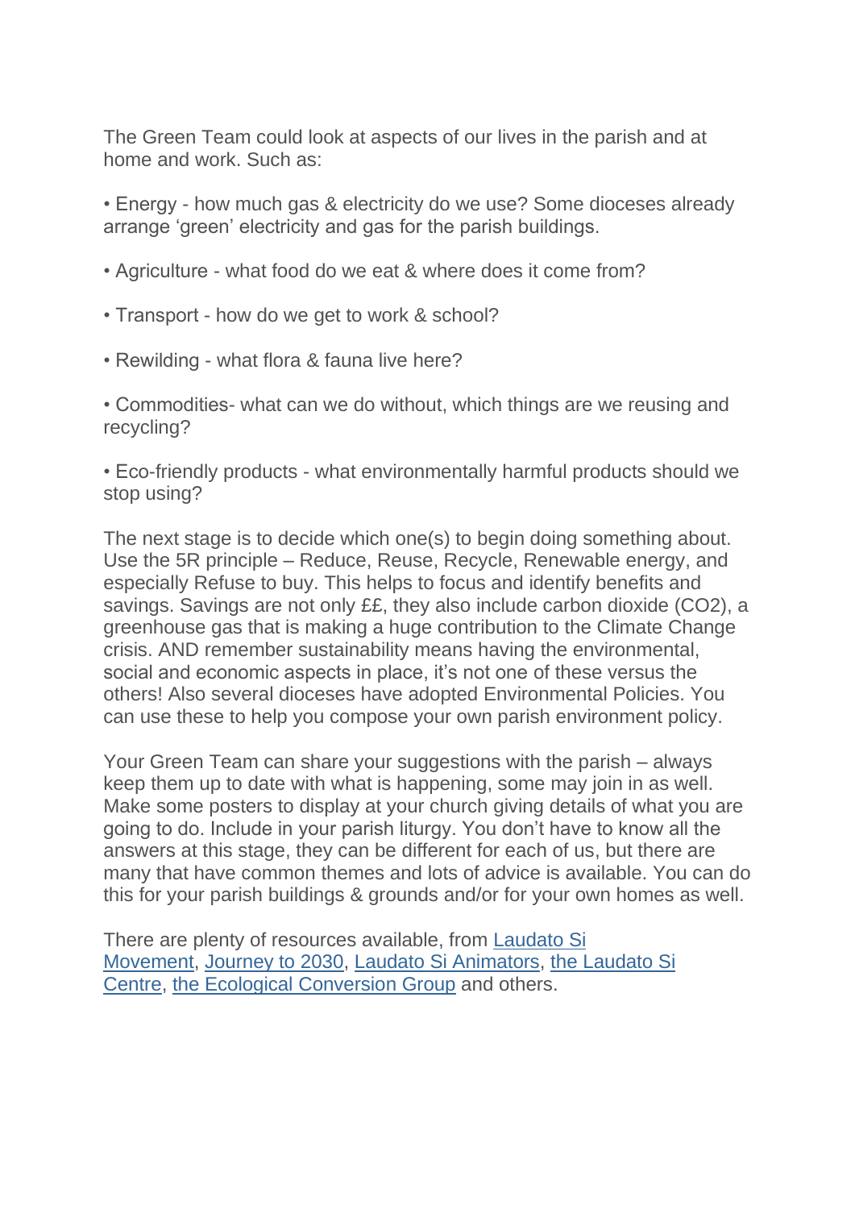The Green Team could look at aspects of our lives in the parish and at home and work. Such as:

- Energy - how much gas & electricity do we use? Some dioceses already arrange 'green' electricity and gas for the parish buildings.

- Agriculture - what food do we eat & where does it come from?

- Transport - how do we get to work & school?

- Rewilding - what flora & fauna live here?

- Commodities- what can we do without, which things are we reusing and recycling?

- Eco-friendly products - what environmentally harmful products should we stop using?

The next stage is to decide which one(s) to begin doing something about. Use the 5R principle – Reduce, Reuse, Recycle, Renewable energy, and especially Refuse to buy. This helps to focus and identify benefits and savings. Savings are not only ££, they also include carbon dioxide ($CO_2$), a greenhouse gas that is making a huge contribution to the Climate Change crisis. AND remember sustainability means having the environmental, social and economic aspects in place, it's not one of these versus the others! Also several dioceses have adopted Environmental Policies. You can use these to help you compose your own parish environment policy.

Your Green Team can share your suggestions with the parish – always keep them up to date with what is happening, some may join in as well. Make some posters to display at your church giving details of what you are going to do. Include in your parish liturgy. You don't have to know all the answers at this stage, they can be different for each of us, but there are many that have common themes and lots of advice is available. You can do this for your parish buildings & grounds and/or for your own homes as well.

There are plenty of resources available, from Laudato Si Movement, Journey to 2030, Laudato Si Animators, the Laudato Si Centre, the Ecological Conversion Group and others.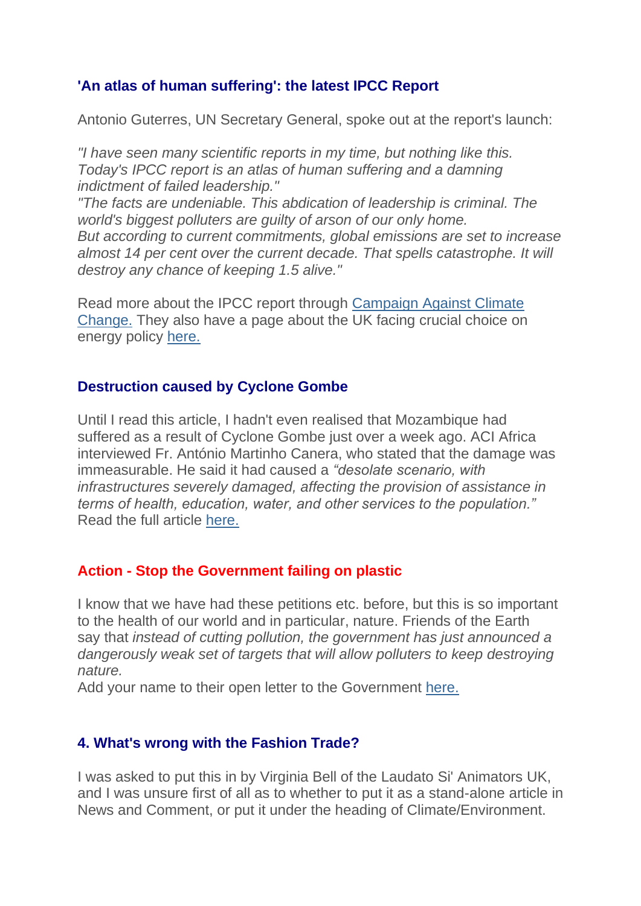### 'An atlas of human suffering': the latest IPCC Report

Antonio Guterres, UN Secretary General, spoke out at the report's launch:

*"I have seen many scientific reports in my time, but nothing like this. Today's IPCC report is an atlas of human suffering and a damning indictment of failed leadership."*
*"The facts are undeniable. This abdication of leadership is criminal. The world's biggest polluters are guilty of arson of our only home.*
*But according to current commitments, global emissions are set to increase almost 14 per cent over the current decade. That spells catastrophe. It will destroy any chance of keeping 1.5 alive."*

Read more about the IPCC report through Campaign Against Climate Change. They also have a page about the UK facing crucial choice on energy policy here.

### Destruction caused by Cyclone Gombe

Until I read this article, I hadn't even realised that Mozambique had suffered as a result of Cyclone Gombe just over a week ago. ACI Africa interviewed Fr. António Martinho Canera, who stated that the damage was immeasurable. He said it had caused a *"desolate scenario, with infrastructures severely damaged, affecting the provision of assistance in terms of health, education, water, and other services to the population."* Read the full article here.

### Action - Stop the Government failing on plastic

I know that we have had these petitions etc. before, but this is so important to the health of our world and in particular, nature. Friends of the Earth say that *instead of cutting pollution, the government has just announced a dangerously weak set of targets that will allow polluters to keep destroying nature.*
Add your name to their open letter to the Government here.

### 4. What's wrong with the Fashion Trade?

I was asked to put this in by Virginia Bell of the Laudato Si' Animators UK, and I was unsure first of all as to whether to put it as a stand-alone article in News and Comment, or put it under the heading of Climate/Environment.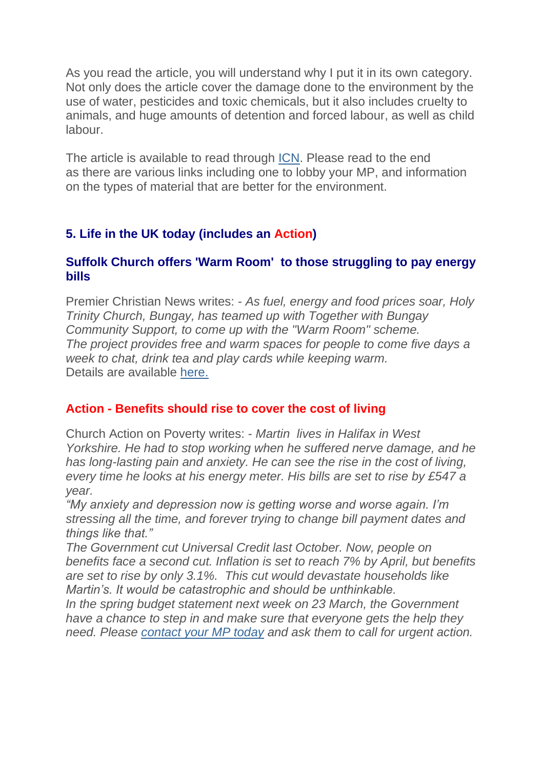As you read the article, you will understand why I put it in its own category. Not only does the article cover the damage done to the environment by the use of water, pesticides and toxic chemicals, but it also includes cruelty to animals, and huge amounts of detention and forced labour, as well as child labour.

The article is available to read through ICN. Please read to the end as there are various links including one to lobby your MP, and information on the types of material that are better for the environment.

## 5. Life in the UK today (includes an Action)

### Suffolk Church offers 'Warm Room' to those struggling to pay energy bills

Premier Christian News writes: - *As fuel, energy and food prices soar, Holy Trinity Church, Bungay, has teamed up with Together with Bungay Community Support, to come up with the "Warm Room" scheme.*
*The project provides free and warm spaces for people to come five days a week to chat, drink tea and play cards while keeping warm.*
Details are available here.

### Action - Benefits should rise to cover the cost of living

Church Action on Poverty writes: - *Martin lives in Halifax in West Yorkshire. He had to stop working when he suffered nerve damage, and he has long-lasting pain and anxiety. He can see the rise in the cost of living, every time he looks at his energy meter. His bills are set to rise by £547 a year.*
*"My anxiety and depression now is getting worse and worse again. I'm stressing all the time, and forever trying to change bill payment dates and things like that."*
*The Government cut Universal Credit last October. Now, people on benefits face a second cut. Inflation is set to reach 7% by April, but benefits are set to rise by only 3.1%. This cut would devastate households like Martin's. It would be catastrophic and should be unthinkable.*
*In the spring budget statement next week on 23 March, the Government have a chance to step in and make sure that everyone gets the help they need. Please contact your MP today and ask them to call for urgent action.*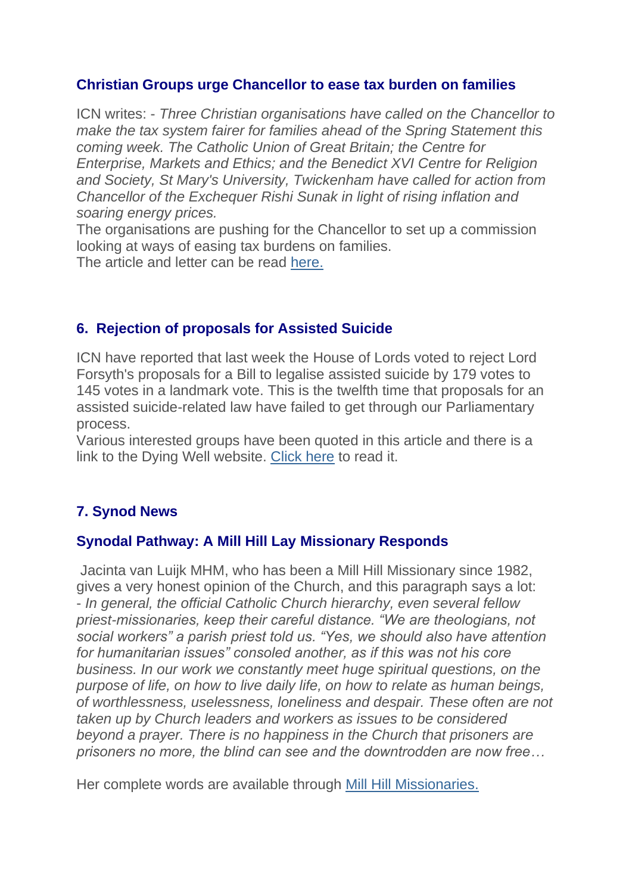### Christian Groups urge Chancellor to ease tax burden on families

ICN writes: - *Three Christian organisations have called on the Chancellor to make the tax system fairer for families ahead of the Spring Statement this coming week. The Catholic Union of Great Britain; the Centre for Enterprise, Markets and Ethics; and the Benedict XVI Centre for Religion and Society, St Mary's University, Twickenham have called for action from Chancellor of the Exchequer Rishi Sunak in light of rising inflation and soaring energy prices.*
The organisations are pushing for the Chancellor to set up a commission looking at ways of easing tax burdens on families.
The article and letter can be read here.

## 6. Rejection of proposals for Assisted Suicide

ICN have reported that last week the House of Lords voted to reject Lord Forsyth's proposals for a Bill to legalise assisted suicide by 179 votes to 145 votes in a landmark vote. This is the twelfth time that proposals for an assisted suicide-related law have failed to get through our Parliamentary process.
Various interested groups have been quoted in this article and there is a link to the Dying Well website. Click here to read it.

## 7. Synod News

### Synodal Pathway: A Mill Hill Lay Missionary Responds

Jacinta van Luijk MHM, who has been a Mill Hill Missionary since 1982, gives a very honest opinion of the Church, and this paragraph says a lot: - *In general, the official Catholic Church hierarchy, even several fellow priest-missionaries, keep their careful distance. "We are theologians, not social workers" a parish priest told us. "Yes, we should also have attention for humanitarian issues" consoled another, as if this was not his core business. In our work we constantly meet huge spiritual questions, on the purpose of life, on how to live daily life, on how to relate as human beings, of worthlessness, uselessness, loneliness and despair. These often are not taken up by Church leaders and workers as issues to be considered beyond a prayer. There is no happiness in the Church that prisoners are prisoners no more, the blind can see and the downtrodden are now free…*

Her complete words are available through Mill Hill Missionaries.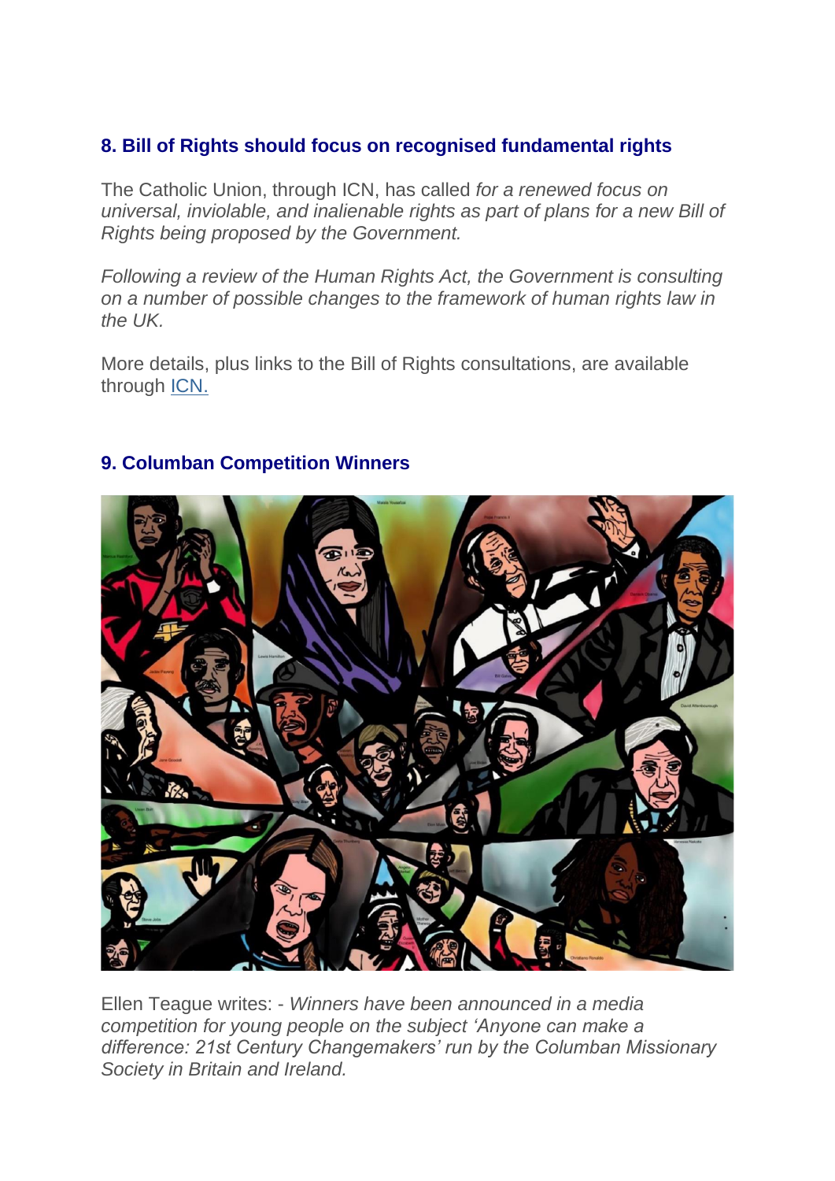### 8. Bill of Rights should focus on recognised fundamental rights

The Catholic Union, through ICN, has called *for a renewed focus on universal, inviolable, and inalienable rights as part of plans for a new Bill of Rights being proposed by the Government.*

*Following a review of the Human Rights Act, the Government is consulting on a number of possible changes to the framework of human rights law in the UK.*

More details, plus links to the Bill of Rights consultations, are available through [ICN.]

### 9. Columban Competition Winners

Ellen Teague writes: - *Winners have been announced in a media competition for young people on the subject 'Anyone can make a difference: 21st Century Changemakers' run by the Columban Missionary Society in Britain and Ireland.*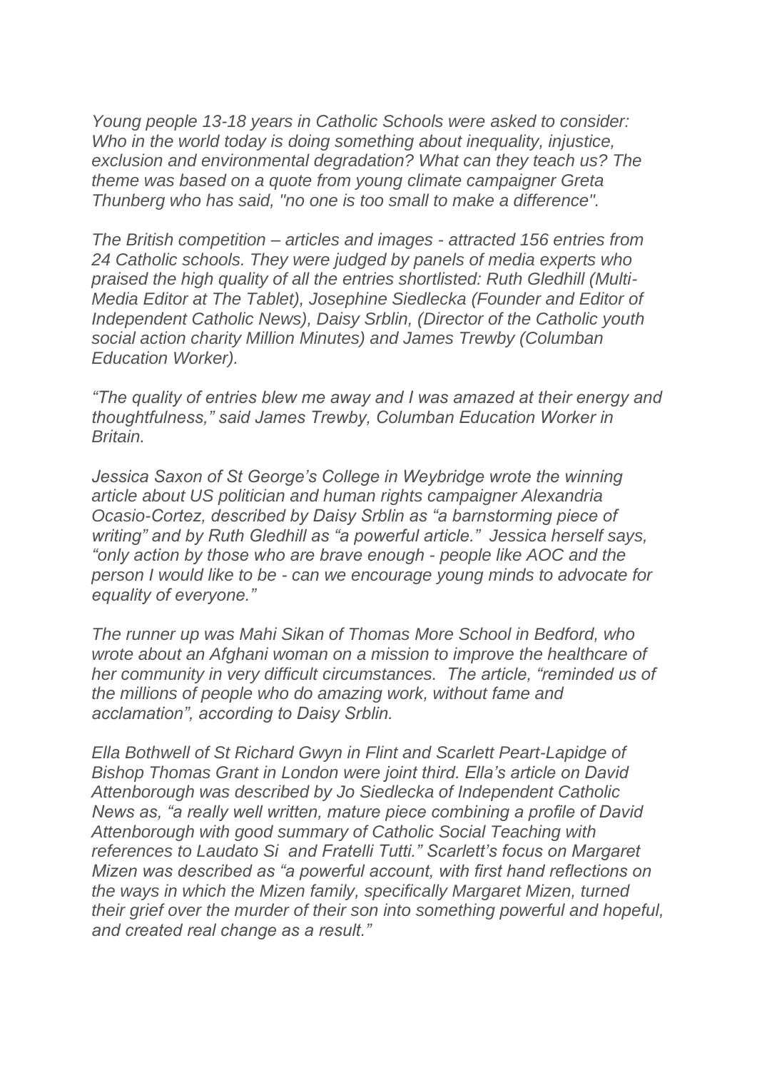*Young people 13-18 years in Catholic Schools were asked to consider: Who in the world today is doing something about inequality, injustice, exclusion and environmental degradation? What can they teach us? The theme was based on a quote from young climate campaigner Greta Thunberg who has said, "no one is too small to make a difference".*

*The British competition – articles and images - attracted 156 entries from 24 Catholic schools. They were judged by panels of media experts who praised the high quality of all the entries shortlisted: Ruth Gledhill (Multi-Media Editor at The Tablet), Josephine Siedlecka (Founder and Editor of Independent Catholic News), Daisy Srblin, (Director of the Catholic youth social action charity Million Minutes) and James Trewby (Columban Education Worker).*

*"The quality of entries blew me away and I was amazed at their energy and thoughtfulness," said James Trewby, Columban Education Worker in Britain.*

*Jessica Saxon of St George's College in Weybridge wrote the winning article about US politician and human rights campaigner Alexandria Ocasio-Cortez, described by Daisy Srblin as "a barnstorming piece of writing" and by Ruth Gledhill as "a powerful article." Jessica herself says, "only action by those who are brave enough - people like AOC and the person I would like to be - can we encourage young minds to advocate for equality of everyone."*

*The runner up was Mahi Sikan of Thomas More School in Bedford, who wrote about an Afghani woman on a mission to improve the healthcare of her community in very difficult circumstances. The article, "reminded us of the millions of people who do amazing work, without fame and acclamation", according to Daisy Srblin.*

*Ella Bothwell of St Richard Gwyn in Flint and Scarlett Peart-Lapidge of Bishop Thomas Grant in London were joint third. Ella's article on David Attenborough was described by Jo Siedlecka of Independent Catholic News as, "a really well written, mature piece combining a profile of David Attenborough with good summary of Catholic Social Teaching with references to Laudato Si and Fratelli Tutti." Scarlett's focus on Margaret Mizen was described as "a powerful account, with first hand reflections on the ways in which the Mizen family, specifically Margaret Mizen, turned their grief over the murder of their son into something powerful and hopeful, and created real change as a result."*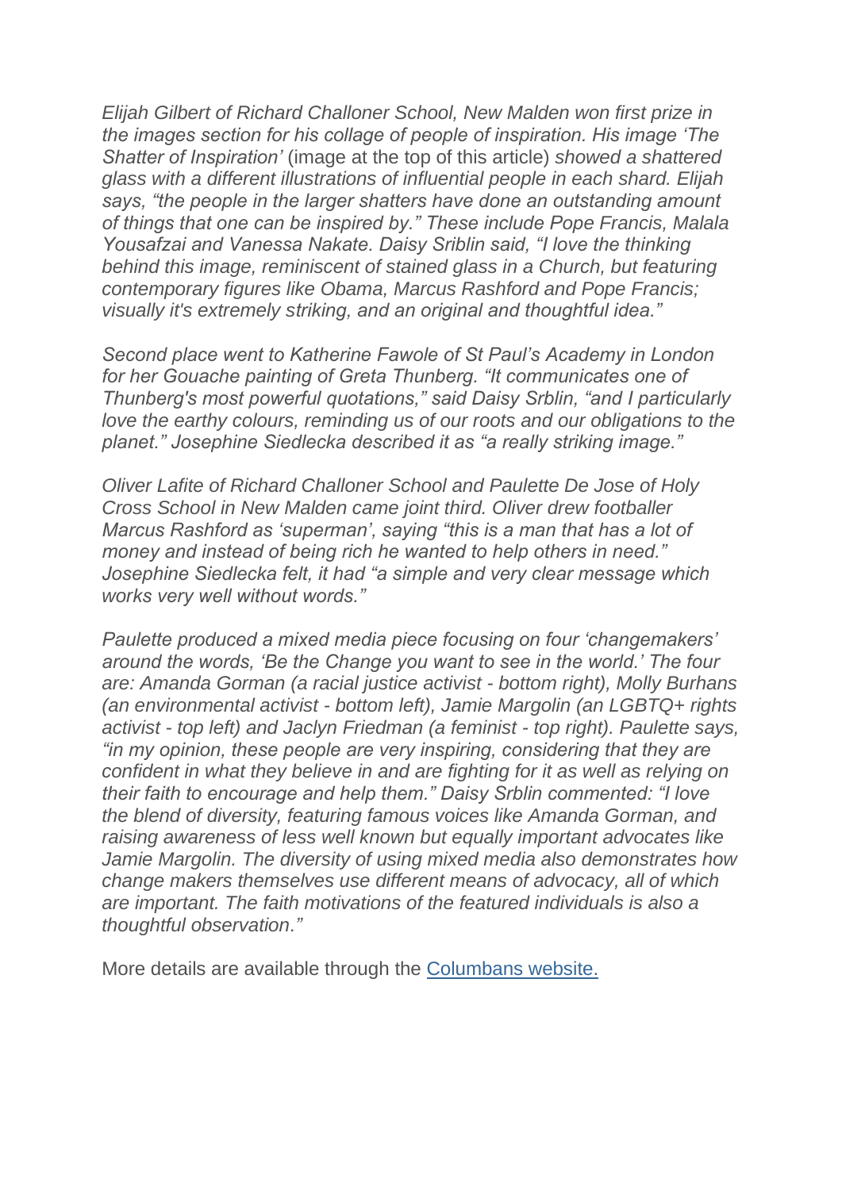*Elijah Gilbert of Richard Challoner School, New Malden won first prize in the images section for his collage of people of inspiration. His image 'The Shatter of Inspiration'* (image at the top of this article) *showed a shattered glass with a different illustrations of influential people in each shard. Elijah says, "the people in the larger shatters have done an outstanding amount of things that one can be inspired by." These include Pope Francis, Malala Yousafzai and Vanessa Nakate. Daisy Sriblin said, "I love the thinking behind this image, reminiscent of stained glass in a Church, but featuring contemporary figures like Obama, Marcus Rashford and Pope Francis; visually it's extremely striking, and an original and thoughtful idea."*

*Second place went to Katherine Fawole of St Paul's Academy in London for her Gouache painting of Greta Thunberg. "It communicates one of Thunberg's most powerful quotations," said Daisy Srblin, "and I particularly love the earthy colours, reminding us of our roots and our obligations to the planet." Josephine Siedlecka described it as "a really striking image."*

*Oliver Lafite of Richard Challoner School and Paulette De Jose of Holy Cross School in New Malden came joint third. Oliver drew footballer Marcus Rashford as 'superman', saying "this is a man that has a lot of money and instead of being rich he wanted to help others in need." Josephine Siedlecka felt, it had "a simple and very clear message which works very well without words."*

*Paulette produced a mixed media piece focusing on four 'changemakers' around the words, 'Be the Change you want to see in the world.' The four are: Amanda Gorman (a racial justice activist - bottom right), Molly Burhans (an environmental activist - bottom left), Jamie Margolin (an LGBTQ+ rights activist - top left) and Jaclyn Friedman (a feminist - top right). Paulette says, "in my opinion, these people are very inspiring, considering that they are confident in what they believe in and are fighting for it as well as relying on their faith to encourage and help them." Daisy Srblin commented: "I love the blend of diversity, featuring famous voices like Amanda Gorman, and raising awareness of less well known but equally important advocates like Jamie Margolin. The diversity of using mixed media also demonstrates how change makers themselves use different means of advocacy, all of which are important. The faith motivations of the featured individuals is also a thoughtful observation."*

More details are available through the [Columbans website.]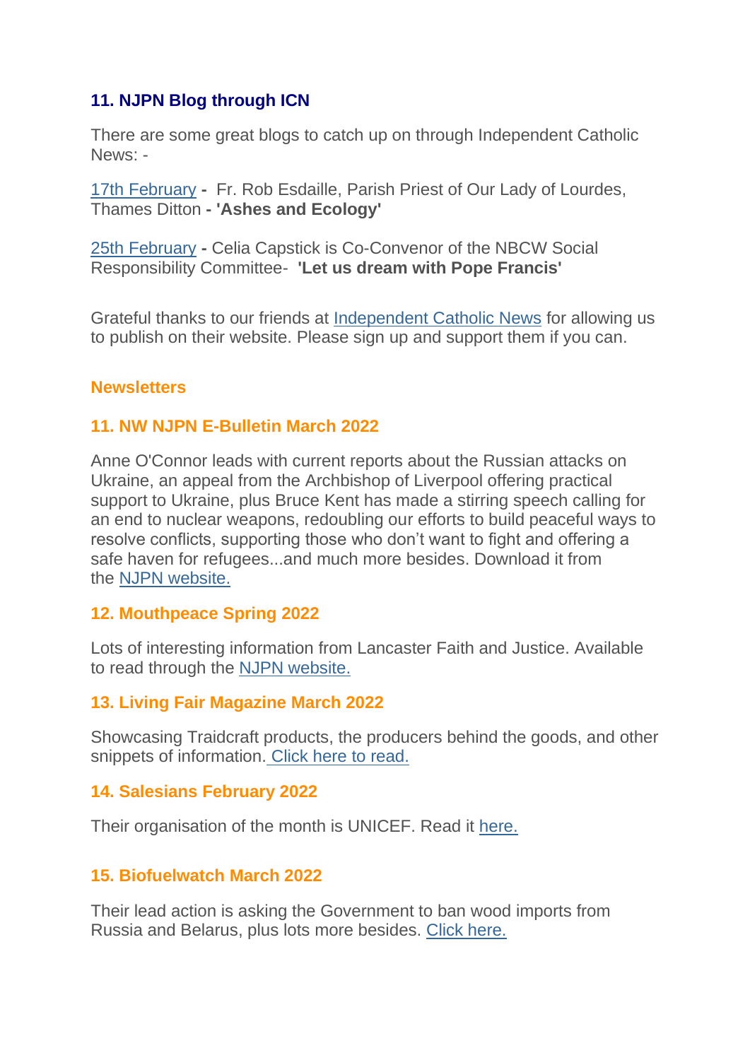### 11. NJPN Blog through ICN

There are some great blogs to catch up on through Independent Catholic News: -

17th February **-** Fr. Rob Esdaille, Parish Priest of Our Lady of Lourdes, Thames Ditton **- 'Ashes and Ecology'**

25th February **-** Celia Capstick is Co-Convenor of the NBCW Social Responsibility Committee- **'Let us dream with Pope Francis'**

Grateful thanks to our friends at Independent Catholic News for allowing us to publish on their website. Please sign up and support them if you can.

## Newsletters

### 11. NW NJPN E-Bulletin March 2022

Anne O'Connor leads with current reports about the Russian attacks on Ukraine, an appeal from the Archbishop of Liverpool offering practical support to Ukraine, plus Bruce Kent has made a stirring speech calling for an end to nuclear weapons, redoubling our efforts to build peaceful ways to resolve conflicts, supporting those who don't want to fight and offering a safe haven for refugees...and much more besides. Download it from the NJPN website.

### 12. Mouthpeace Spring 2022

Lots of interesting information from Lancaster Faith and Justice. Available to read through the NJPN website.

### 13. Living Fair Magazine March 2022

Showcasing Traidcraft products, the producers behind the goods, and other snippets of information. Click here to read.

### 14. Salesians February 2022

Their organisation of the month is UNICEF. Read it here.

### 15. Biofuelwatch March 2022

Their lead action is asking the Government to ban wood imports from Russia and Belarus, plus lots more besides. Click here.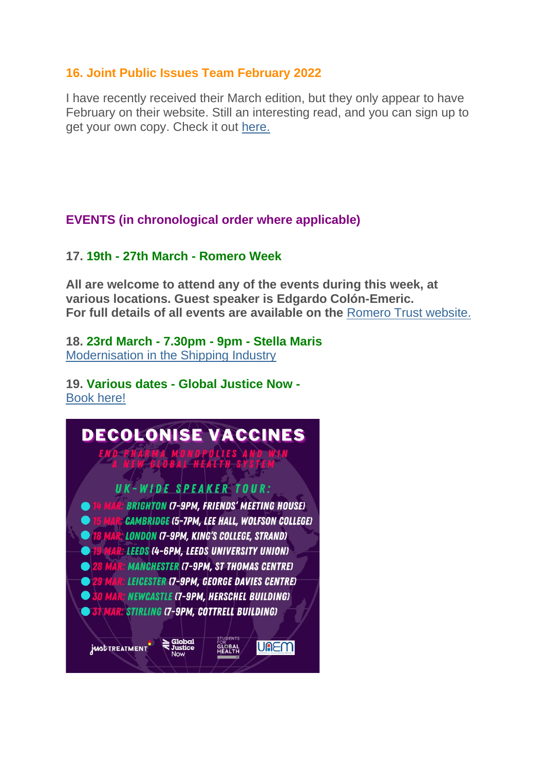### 16. Joint Public Issues Team February 2022

I have recently received their March edition, but they only appear to have February on their website. Still an interesting read, and you can sign up to get your own copy. Check it out here.

## EVENTS (in chronological order where applicable)

### 17. 19th - 27th March - Romero Week

**All are welcome to attend any of the events during this week, at various locations. Guest speaker is Edgardo Colón-Emeric. For full details of all events are available on the Romero Trust website.**

**18. 23rd March - 7.30pm - 9pm - Stella Maris**
Modernisation in the Shipping Industry

**19. Various dates - Global Justice Now -**
Book here!

**DECOLONISE VACCINES**

END PHARMA MONOPOLIES AND WIN A NEW GLOBAL HEALTH SYSTEM

UK-WIDE SPEAKER TOUR:

- 14 MAR: BRIGHTON (7-9PM, FRIENDS' MEETING HOUSE)
- 15 MAR: CAMBRIDGE (5-7PM, LEE HALL, WOLFSON COLLEGE)
- 18 MAR: LONDON (7-9PM, KING'S COLLEGE, STRAND)
- 19 MAR: LEEDS (4-6PM, LEEDS UNIVERSITY UNION)
- 28 MAR: MANCHESTER (7-9PM, ST THOMAS CENTRE)
- 29 MAR: LEICESTER (7-9PM, GEORGE DAVIES CENTRE)
- 30 MAR: NEWCASTLE (7-9PM, HERSCHEL BUILDING)
- 31 MAR: STIRLING (7-9PM, COTTRELL BUILDING)

just TREATMENT · Global Justice Now · STUDENTS FOR GLOBAL HEALTH · UAEM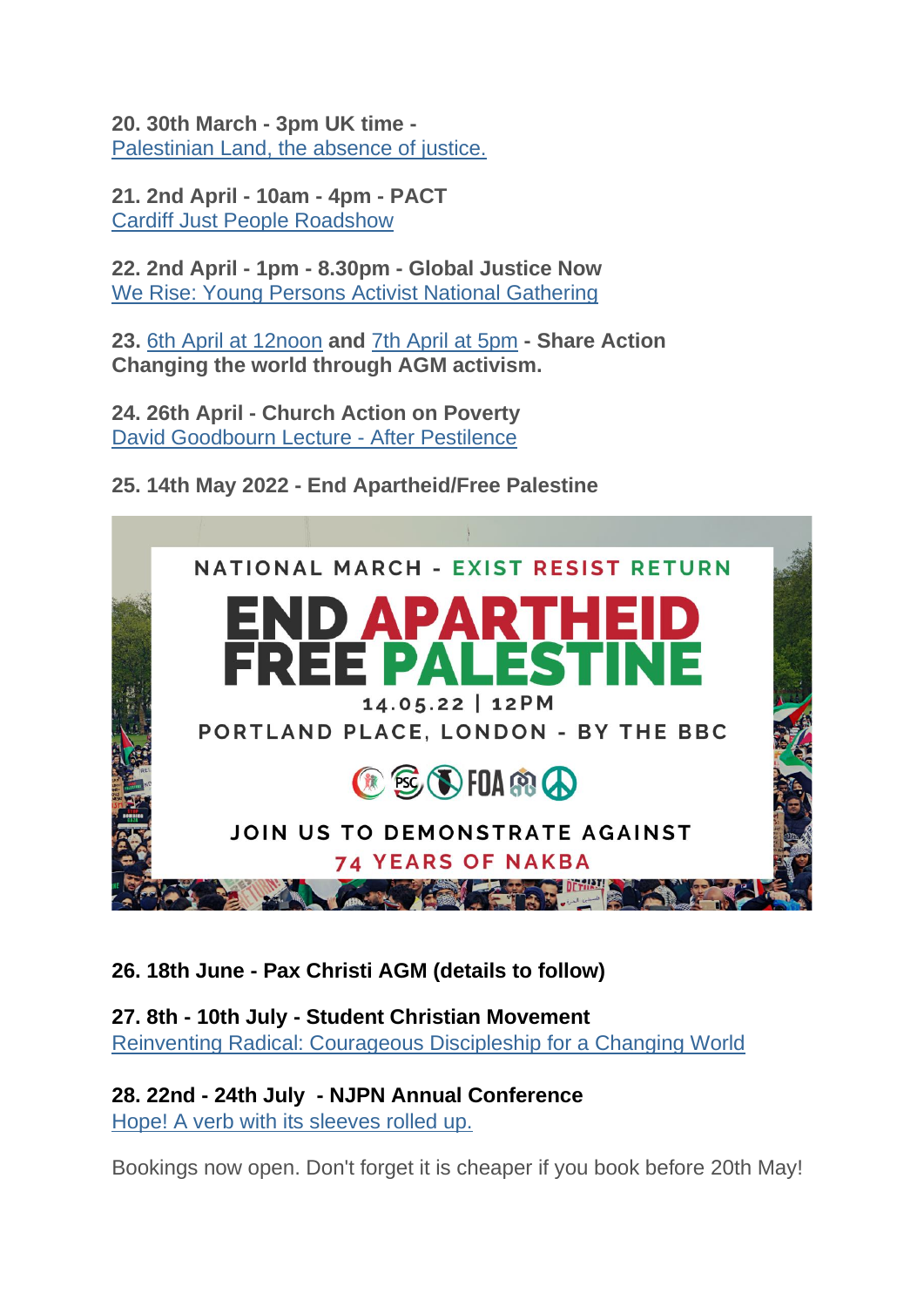**20. 30th March - 3pm UK time -**
Palestinian Land, the absence of justice.

**21. 2nd April - 10am - 4pm - PACT**
Cardiff Just People Roadshow

**22. 2nd April - 1pm - 8.30pm - Global Justice Now**
We Rise: Young Persons Activist National Gathering

**23.** 6th April at 12noon **and** 7th April at 5pm **- Share Action**
**Changing the world through AGM activism.**

**24. 26th April - Church Action on Poverty**
David Goodbourn Lecture - After Pestilence

**25. 14th May 2022 - End Apartheid/Free Palestine**

NATIONAL MARCH - EXIST RESIST RETURN

END APARTHEID FREE PALESTINE

14.05.22 | 12PM

PORTLAND PLACE, LONDON - BY THE BBC

JOIN US TO DEMONSTRATE AGAINST
74 YEARS OF NAKBA

**26. 18th June - Pax Christi AGM (details to follow)**

**27. 8th - 10th July - Student Christian Movement**
Reinventing Radical: Courageous Discipleship for a Changing World

**28. 22nd - 24th July - NJPN Annual Conference**
Hope! A verb with its sleeves rolled up.

Bookings now open. Don't forget it is cheaper if you book before 20th May!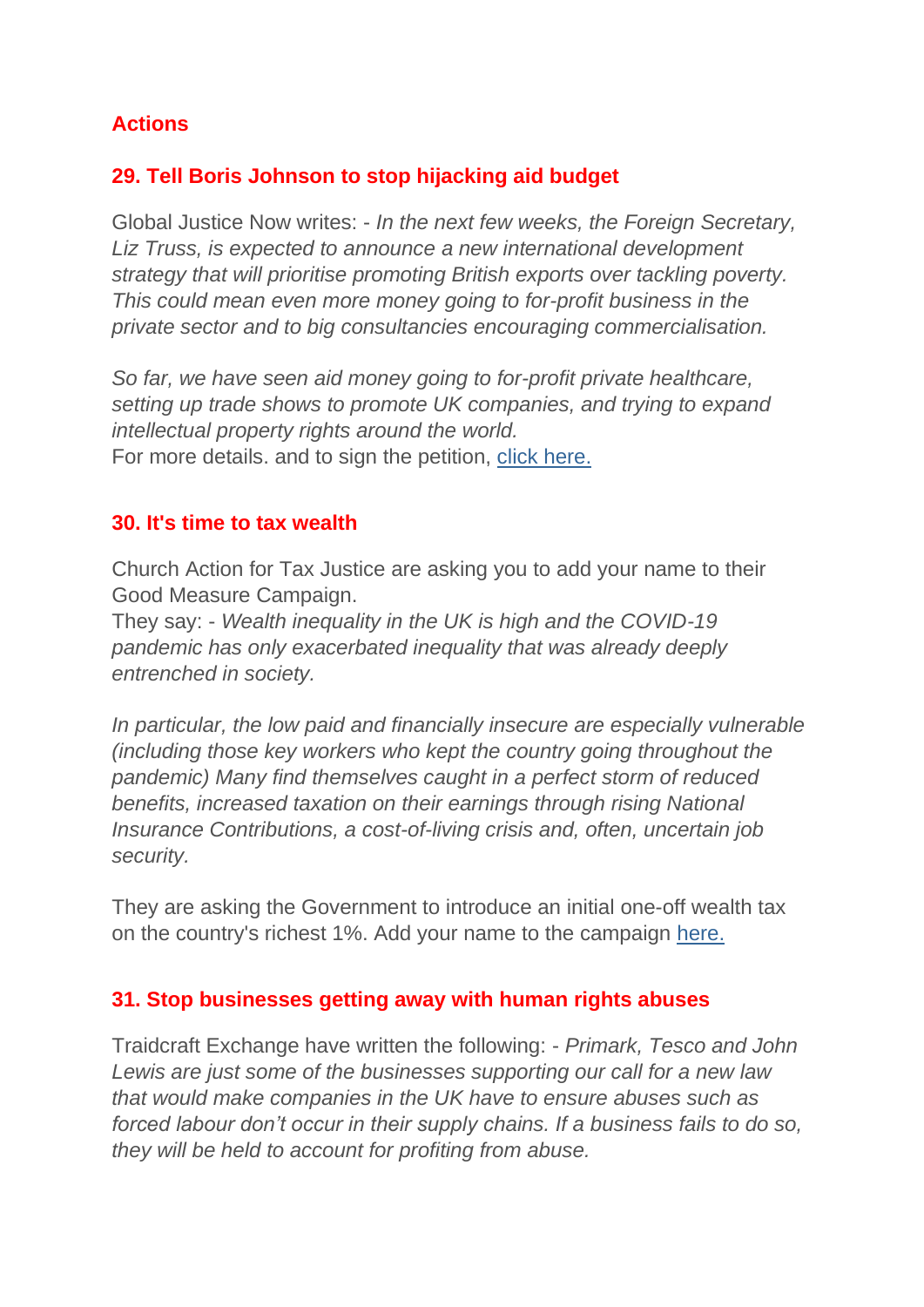## Actions

### 29. Tell Boris Johnson to stop hijacking aid budget

Global Justice Now writes: - *In the next few weeks, the Foreign Secretary, Liz Truss, is expected to announce a new international development strategy that will prioritise promoting British exports over tackling poverty. This could mean even more money going to for-profit business in the private sector and to big consultancies encouraging commercialisation.*

*So far, we have seen aid money going to for-profit private healthcare, setting up trade shows to promote UK companies, and trying to expand intellectual property rights around the world.*
For more details. and to sign the petition, click here.

### 30. It's time to tax wealth

Church Action for Tax Justice are asking you to add your name to their Good Measure Campaign.
They say: - *Wealth inequality in the UK is high and the COVID-19 pandemic has only exacerbated inequality that was already deeply entrenched in society.*

*In particular, the low paid and financially insecure are especially vulnerable (including those key workers who kept the country going throughout the pandemic) Many find themselves caught in a perfect storm of reduced benefits, increased taxation on their earnings through rising National Insurance Contributions, a cost-of-living crisis and, often, uncertain job security.*

They are asking the Government to introduce an initial one-off wealth tax on the country's richest 1%. Add your name to the campaign here.

### 31. Stop businesses getting away with human rights abuses

Traidcraft Exchange have written the following: - *Primark, Tesco and John Lewis are just some of the businesses supporting our call for a new law that would make companies in the UK have to ensure abuses such as forced labour don't occur in their supply chains. If a business fails to do so, they will be held to account for profiting from abuse.*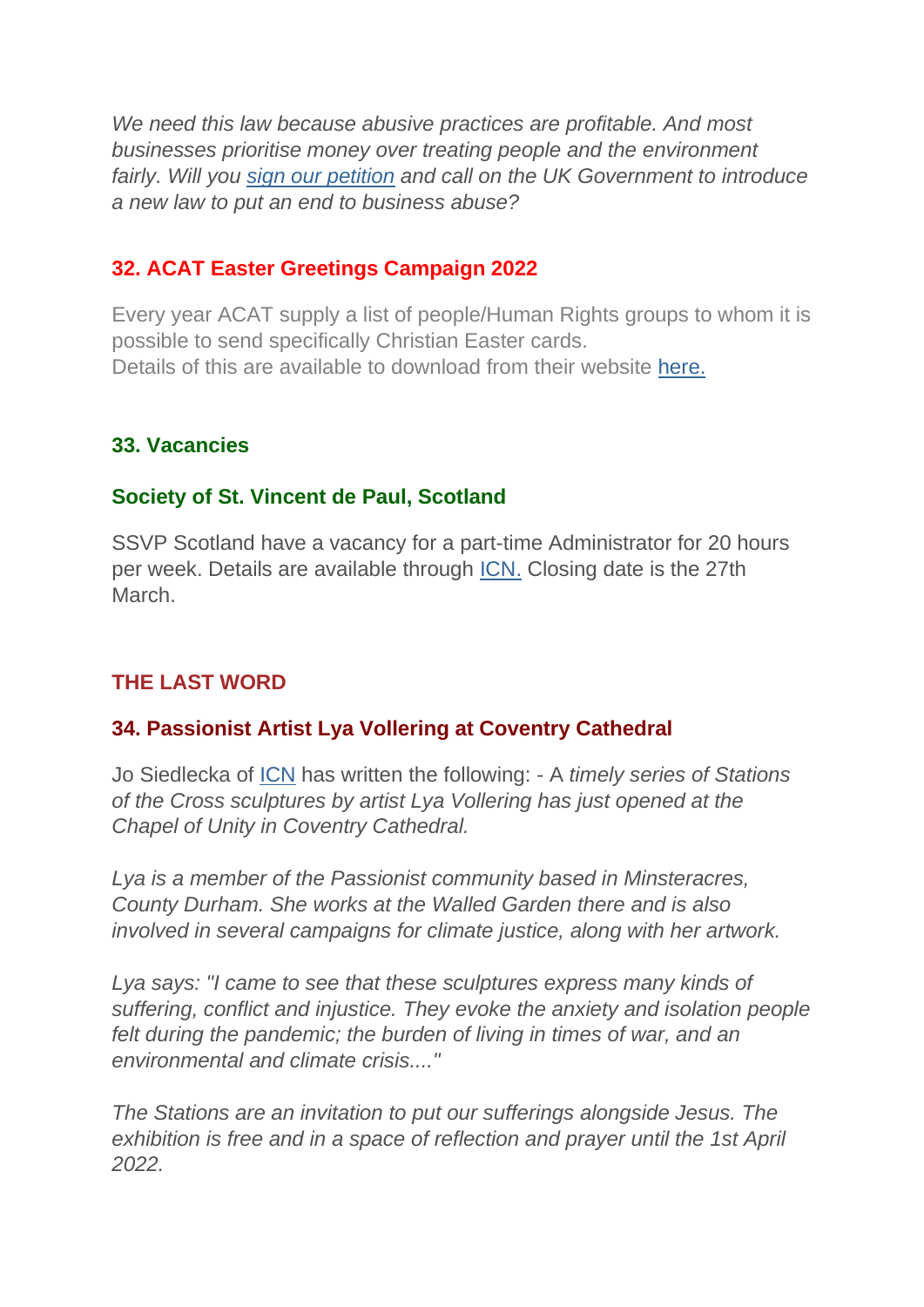*We need this law because abusive practices are profitable. And most businesses prioritise money over treating people and the environment fairly. Will you sign our petition and call on the UK Government to introduce a new law to put an end to business abuse?*

### 32. ACAT Easter Greetings Campaign 2022

Every year ACAT supply a list of people/Human Rights groups to whom it is possible to send specifically Christian Easter cards.
Details of this are available to download from their website here.

### 33. Vacancies

### Society of St. Vincent de Paul, Scotland

SSVP Scotland have a vacancy for a part-time Administrator for 20 hours per week. Details are available through ICN. Closing date is the 27th March.

## THE LAST WORD

### 34. Passionist Artist Lya Vollering at Coventry Cathedral

Jo Siedlecka of ICN has written the following: - A *timely series of Stations of the Cross sculptures by artist Lya Vollering has just opened at the Chapel of Unity in Coventry Cathedral.*

*Lya is a member of the Passionist community based in Minsteracres, County Durham. She works at the Walled Garden there and is also involved in several campaigns for climate justice, along with her artwork.*

*Lya says: "I came to see that these sculptures express many kinds of suffering, conflict and injustice. They evoke the anxiety and isolation people felt during the pandemic; the burden of living in times of war, and an environmental and climate crisis...."*

*The Stations are an invitation to put our sufferings alongside Jesus. The exhibition is free and in a space of reflection and prayer until the 1st April 2022.*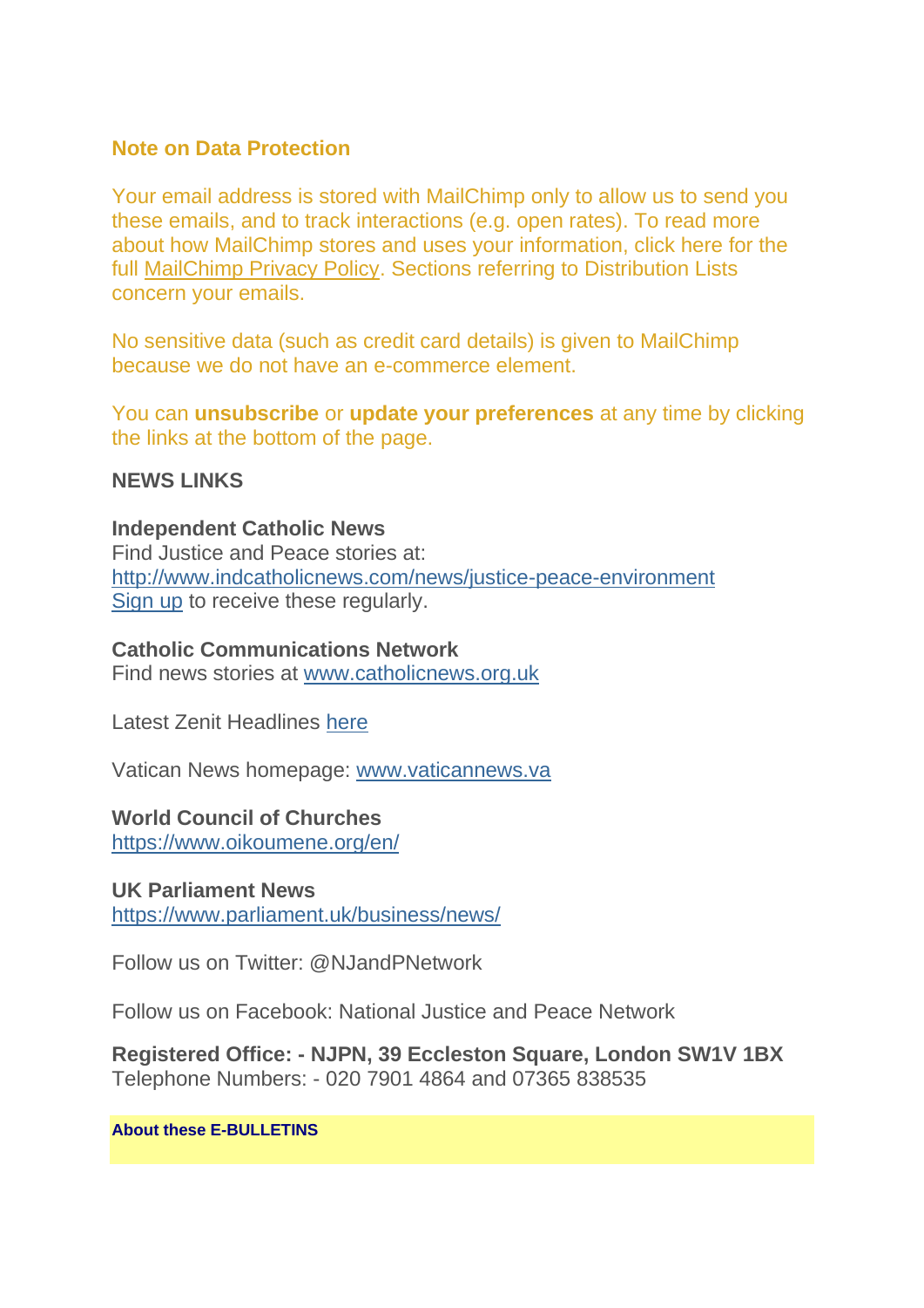## Note on Data Protection

Your email address is stored with MailChimp only to allow us to send you these emails, and to track interactions (e.g. open rates). To read more about how MailChimp stores and uses your information, click here for the full MailChimp Privacy Policy. Sections referring to Distribution Lists concern your emails.

No sensitive data (such as credit card details) is given to MailChimp because we do not have an e-commerce element.

You can **unsubscribe** or **update your preferences** at any time by clicking the links at the bottom of the page.

## NEWS LINKS

**Independent Catholic News**
Find Justice and Peace stories at:
http://www.indcatholicnews.com/news/justice-peace-environment
Sign up to receive these regularly.

**Catholic Communications Network**
Find news stories at www.catholicnews.org.uk

Latest Zenit Headlines here

Vatican News homepage: www.vaticannews.va

**World Council of Churches**
https://www.oikoumene.org/en/

**UK Parliament News**
https://www.parliament.uk/business/news/

Follow us on Twitter: @NJandPNetwork

Follow us on Facebook: National Justice and Peace Network

**Registered Office: - NJPN, 39 Eccleston Square, London SW1V 1BX**
Telephone Numbers: - 020 7901 4864 and 07365 838535

**About these E-BULLETINS**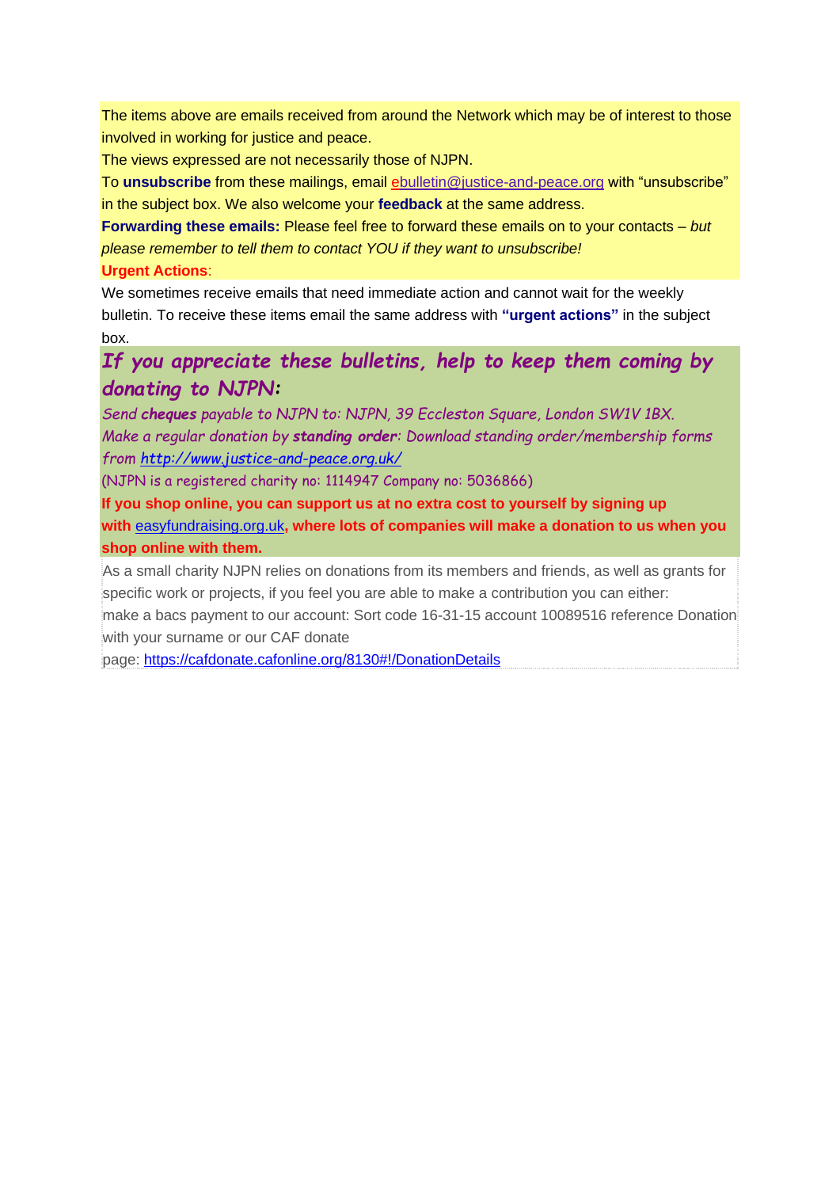The items above are emails received from around the Network which may be of interest to those involved in working for justice and peace.

The views expressed are not necessarily those of NJPN.

To **unsubscribe** from these mailings, email ebulletin@justice-and-peace.org with "unsubscribe" in the subject box. We also welcome your **feedback** at the same address.

**Forwarding these emails:** Please feel free to forward these emails on to your contacts – *but please remember to tell them to contact YOU if they want to unsubscribe!*

**Urgent Actions**:

We sometimes receive emails that need immediate action and cannot wait for the weekly bulletin. To receive these items email the same address with **"urgent actions"** in the subject box.

## *If you appreciate these bulletins, help to keep them coming by donating to NJPN:*

*Send **cheques** payable to NJPN to: NJPN, 39 Eccleston Square, London SW1V 1BX.*

*Make a regular donation by **standing order**: Download standing order/membership forms from http://www.justice-and-peace.org.uk/*

(NJPN is a registered charity no: 1114947 Company no: 5036866)

**If you shop online, you can support us at no extra cost to yourself by signing up with easyfundraising.org.uk, where lots of companies will make a donation to us when you shop online with them.**

As a small charity NJPN relies on donations from its members and friends, as well as grants for specific work or projects, if you feel you are able to make a contribution you can either:

make a bacs payment to our account: Sort code 16-31-15 account 10089516 reference Donation with your surname or our CAF donate page: https://cafdonate.cafonline.org/8130#!/DonationDetails